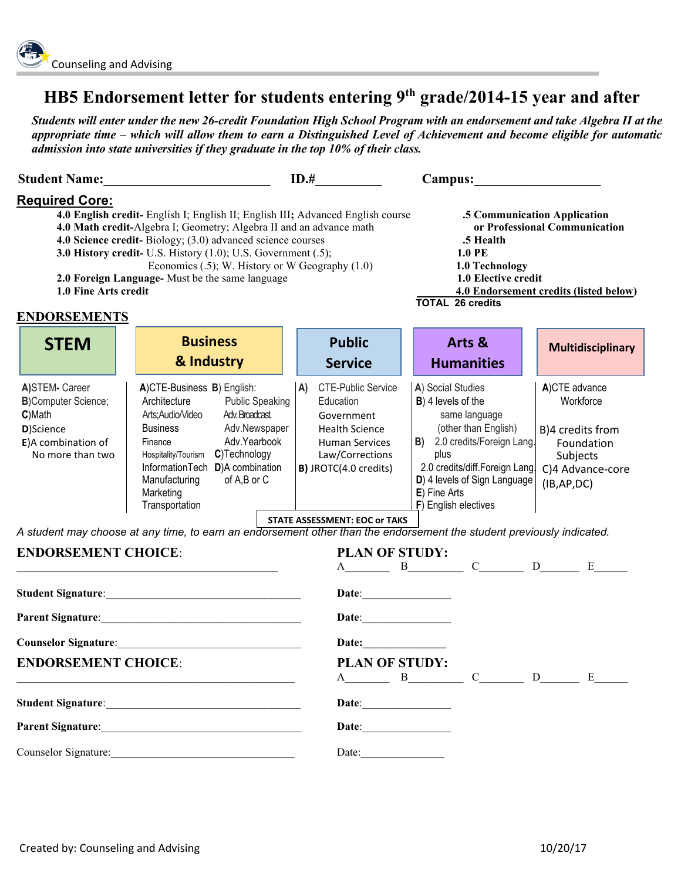Counseling and Advising

# HB5 Endorsement letter for students entering 9th grade/2014-15 year and after

***Students will enter under the new 26-credit Foundation High School Program with an endorsement and take Algebra II at the appropriate time – which will allow them to earn a Distinguished Level of Achievement and become eligible for automatic admission into state universities if they graduate in the top 10% of their class.***

**Student Name:**________________________ **ID.#**__________ **Campus:**___________________

## Required Core:

- **4.0 English credit-** English I; English II; English III**;** Advanced English course
- **4.0 Math credit-**Algebra I; Geometry; Algebra II and an advance math
- **4.0 Science credit-** Biology; (3.0) advanced science courses
- **3.0 History credit-** U.S. History (1.0); U.S. Government (.5); Economics (.5); W. History or W Geography (1.0)
- **2.0 Foreign Language-** Must be the same language
- **1.0 Fine Arts credit**
- **.5 Communication Application or Professional Communication**
- **.5 Health**
- **1.0 PE**
- **1.0 Technology**
- **1.0 Elective credit**
- **4.0 Endorsement credits (listed below)**

**TOTAL 26 credits**

## ENDORSEMENTS

| STEM | Business & Industry | Public Service | Arts & Humanities | Multidisciplinary |
|---|---|---|---|---|
| **A)**STEM- Career<br>**B)**Computer Science;<br>**C)**Math<br>**D)**Science<br>**E)**A combination of No more than two | **A)**CTE-Business: Architecture; Arts;Audio/Video; Business; Finance; Hospitality/Tourism; InformationTech; Manufacturing; Marketing; Transportation<br>**B)** English: Public Speaking; Adv.Broadcast.; Adv.Newspaper; Adv.Yearbook<br>**C)**Technology<br>**D)**A combination of A,B or C | **A)** CTE-Public Service Education; Government; Health Science; Human Services; Law/Corrections<br>**B)** JROTC(4.0 credits) | **A)** Social Studies<br>**B)** 4 levels of the same language (other than English)<br>**B)** 2.0 credits/Foreign Lang. plus 2.0 credits/diff.Foreign Lang.<br>**D)** 4 levels of Sign Language<br>**E)** Fine Arts<br>**F)** English electives | **A)**CTE advance Workforce<br>B)4 credits from Foundation Subjects<br>C)4 Advance-core (IB,AP,DC) |

**STATE ASSESSMENT: EOC or TAKS**

*A student may choose at any time, to earn an endorsement other than the endorsement the student previously indicated.*

**ENDORSEMENT CHOICE**: ______________________________________________

**PLAN OF STUDY:** A________ B__________ C________ D_______ E______

**Student Signature**:___________________________________ **Date**:________________

**Parent Signature**:____________________________________ **Date**:________________

**Counselor Signature**:__________________________________ **Date:**_______________

**ENDORSEMENT CHOICE**: ______________________________________________

**PLAN OF STUDY:** A________ B__________ C________ D_______ E______

**Student Signature**:___________________________________ **Date**:________________

**Parent Signature**:____________________________________ **Date**:________________

Counselor Signature:__________________________________ Date:_______________

Created by: Counseling and Advising 10/20/17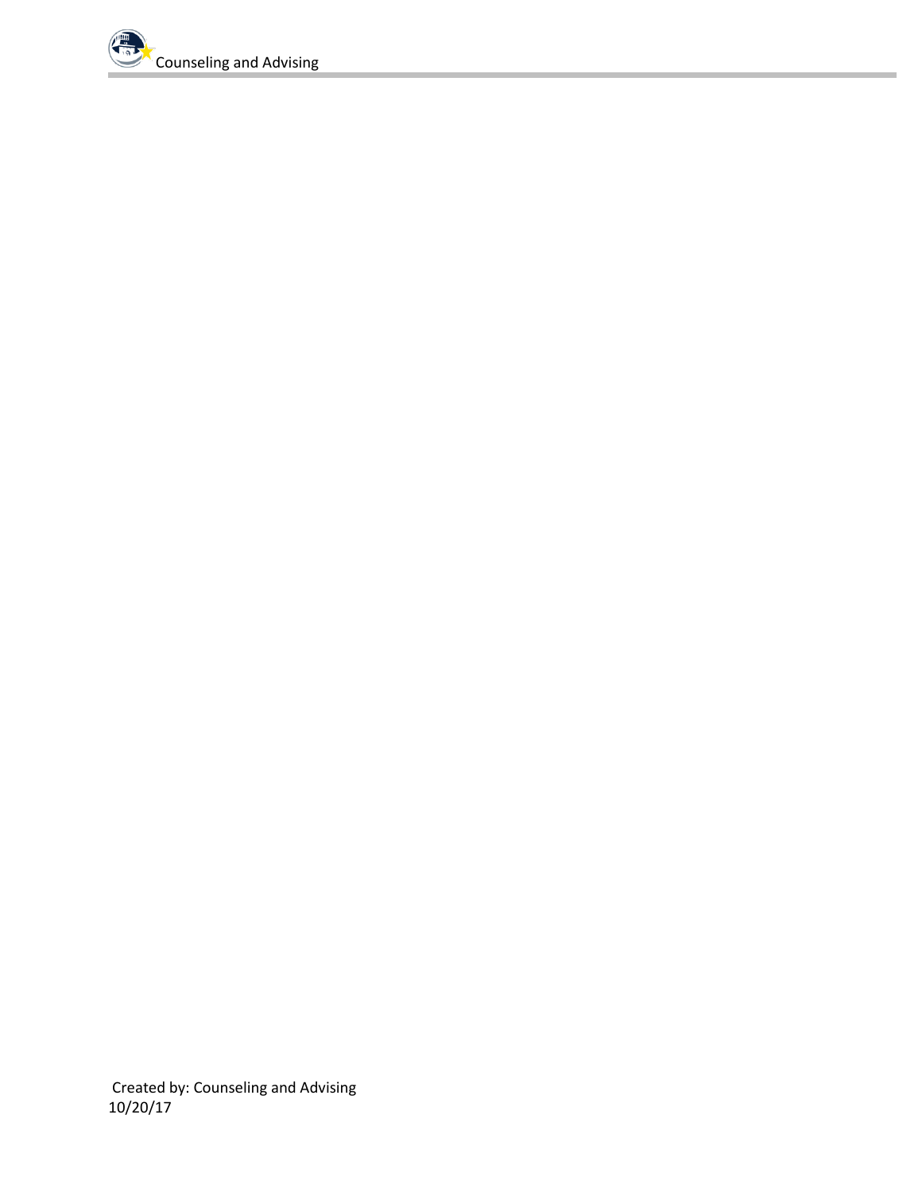Created by: Counseling and Advising
10/20/17